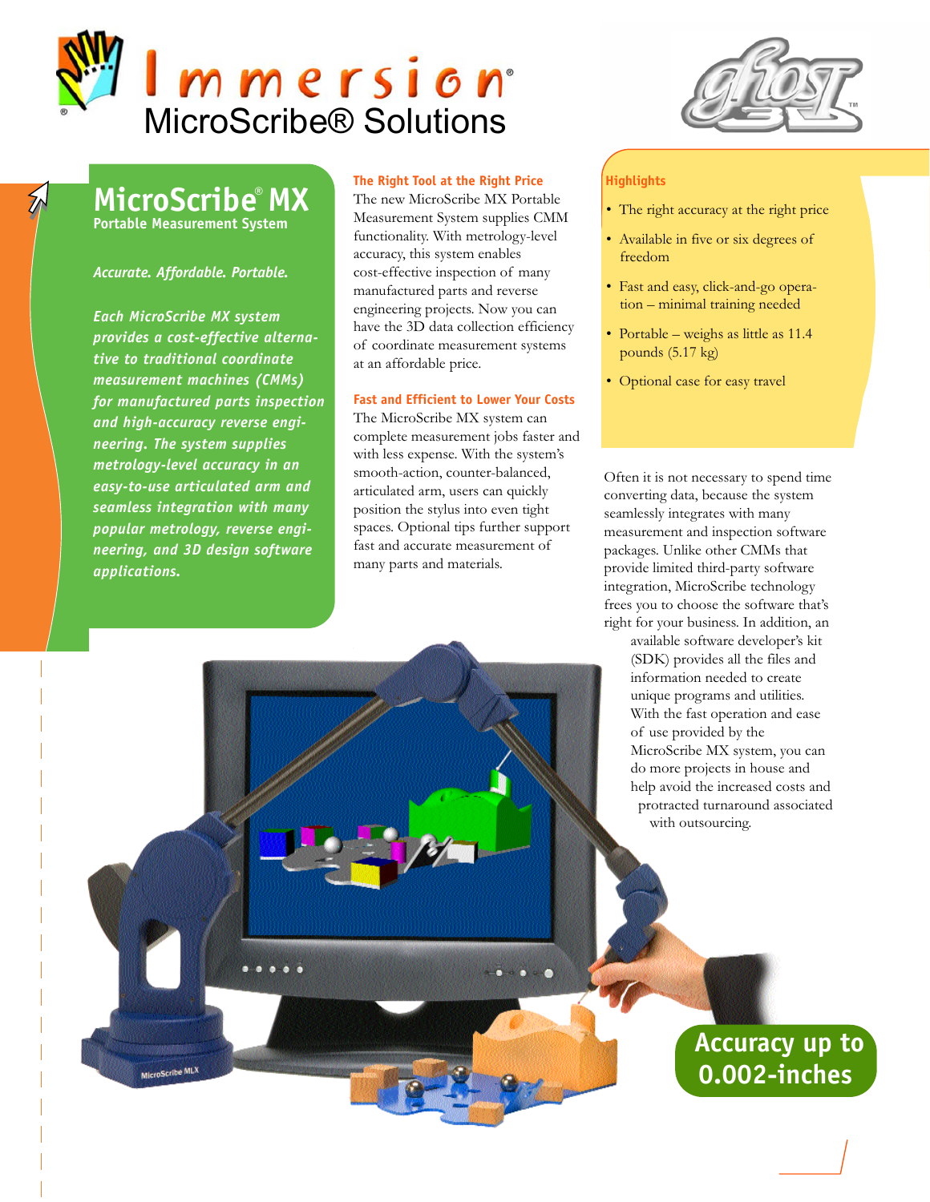# Immersion®
## MicroScribe® Solutions

## MicroScribe® MX
### Portable Measurement System

*Accurate. Affordable. Portable.*

***Each MicroScribe MX system provides a cost-effective alternative to traditional coordinate measurement machines (CMMs) for manufactured parts inspection and high-accuracy reverse engineering. The system supplies metrology-level accuracy in an easy-to-use articulated arm and seamless integration with many popular metrology, reverse engineering, and 3D design software applications.***

### The Right Tool at the Right Price

The new MicroScribe MX Portable Measurement System supplies CMM functionality. With metrology-level accuracy, this system enables cost-effective inspection of many manufactured parts and reverse engineering projects. Now you can have the 3D data collection efficiency of coordinate measurement systems at an affordable price.

### Fast and Efficient to Lower Your Costs

The MicroScribe MX system can complete measurement jobs faster and with less expense. With the system's smooth-action, counter-balanced, articulated arm, users can quickly position the stylus into even tight spaces. Optional tips further support fast and accurate measurement of many parts and materials.

### Highlights

- The right accuracy at the right price
- Available in five or six degrees of freedom
- Fast and easy, click-and-go operation – minimal training needed
- Portable – weighs as little as 11.4 pounds (5.17 kg)
- Optional case for easy travel

Often it is not necessary to spend time converting data, because the system seamlessly integrates with many measurement and inspection software packages. Unlike other CMMs that provide limited third-party software integration, MicroScribe technology frees you to choose the software that's right for your business. In addition, an available software developer's kit (SDK) provides all the files and information needed to create unique programs and utilities. With the fast operation and ease of use provided by the MicroScribe MX system, you can do more projects in house and help avoid the increased costs and protracted turnaround associated with outsourcing.

**Accuracy up to 0.002-inches**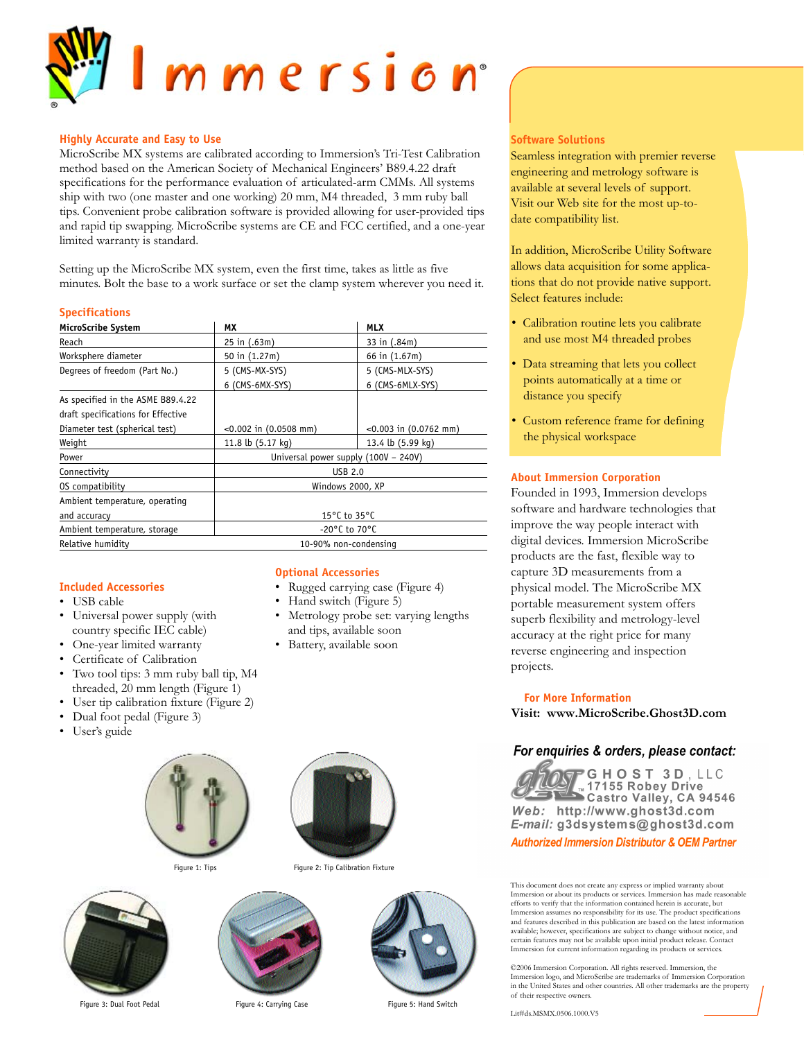# Immersion®

## Highly Accurate and Easy to Use

MicroScribe MX systems are calibrated according to Immersion's Tri-Test Calibration method based on the American Society of Mechanical Engineers' B89.4.22 draft specifications for the performance evaluation of articulated-arm CMMs. All systems ship with two (one master and one working) 20 mm, M4 threaded, 3 mm ruby ball tips. Convenient probe calibration software is provided allowing for user-provided tips and rapid tip swapping. MicroScribe systems are CE and FCC certified, and a one-year limited warranty is standard.

Setting up the MicroScribe MX system, even the first time, takes as little as five minutes. Bolt the base to a work surface or set the clamp system wherever you need it.

## Specifications

| MicroScribe System | MX | MLX |
|---|---|---|
| Reach | 25 in (.63m) | 33 in (.84m) |
| Worksphere diameter | 50 in (1.27m) | 66 in (1.67m) |
| Degrees of freedom (Part No.) | 5 (CMS-MX-SYS)<br>6 (CMS-6MX-SYS) | 5 (CMS-MLX-SYS)<br>6 (CMS-6MLX-SYS) |
| As specified in the ASME B89.4.22 draft specifications for Effective Diameter test (spherical test) | <0.002 in (0.0508 mm) | <0.003 in (0.0762 mm) |
| Weight | 11.8 lb (5.17 kg) | 13.4 lb (5.99 kg) |
| Power | Universal power supply (100V – 240V) | |
| Connectivity | USB 2.0 | |
| OS compatibility | Windows 2000, XP | |
| Ambient temperature, operating and accuracy | 15°C to 35°C | |
| Ambient temperature, storage | -20°C to 70°C | |
| Relative humidity | 10-90% non-condensing | |

## Included Accessories

- USB cable
- Universal power supply (with country specific IEC cable)
- One-year limited warranty
- Certificate of Calibration
- Two tool tips: 3 mm ruby ball tip, M4 threaded, 20 mm length (Figure 1)
- User tip calibration fixture (Figure 2)
- Dual foot pedal (Figure 3)
- User's guide

## Optional Accessories

- Rugged carrying case (Figure 4)
- Hand switch (Figure 5)
- Metrology probe set: varying lengths and tips, available soon
- Battery, available soon

Figure 1: Tips

Figure 2: Tip Calibration Fixture

Figure 3: Dual Foot Pedal

Figure 4: Carrying Case

Figure 5: Hand Switch

## Software Solutions

Seamless integration with premier reverse engineering and metrology software is available at several levels of support. Visit our Web site for the most up-to-date compatibility list.

In addition, MicroScribe Utility Software allows data acquisition for some applications that do not provide native support. Select features include:

- Calibration routine lets you calibrate and use most M4 threaded probes
- Data streaming that lets you collect points automatically at a time or distance you specify
- Custom reference frame for defining the physical workspace

## About Immersion Corporation

Founded in 1993, Immersion develops software and hardware technologies that improve the way people interact with digital devices. Immersion MicroScribe products are the fast, flexible way to capture 3D measurements from a physical model. The MicroScribe MX portable measurement system offers superb flexibility and metrology-level accuracy at the right price for many reverse engineering and inspection projects.

## For More Information

**Visit: www.MicroScribe.Ghost3D.com**

***For enquiries & orders, please contact:***

**GHOST 3D, LLC**
**17155 Robey Drive**
**Castro Valley, CA 94546**
***Web:*** **http://www.ghost3d.com**
***E-mail:*** **g3dsystems@ghost3d.com**
***Authorized Immersion Distributor & OEM Partner***

This document does not create any express or implied warranty about Immersion or about its products or services. Immersion has made reasonable efforts to verify that the information contained herein is accurate, but Immersion assumes no responsibility for its use. The product specifications and features described in this publication are based on the latest information available; however, specifications are subject to change without notice, and certain features may not be available upon initial product release. Contact Immersion for current information regarding its products or services.

©2006 Immersion Corporation. All rights reserved. Immersion, the Immersion logo, and MicroScribe are trademarks of Immersion Corporation in the United States and other countries. All other trademarks are the property of their respective owners.

Lit#ds.MSMX.0506.1000.V5